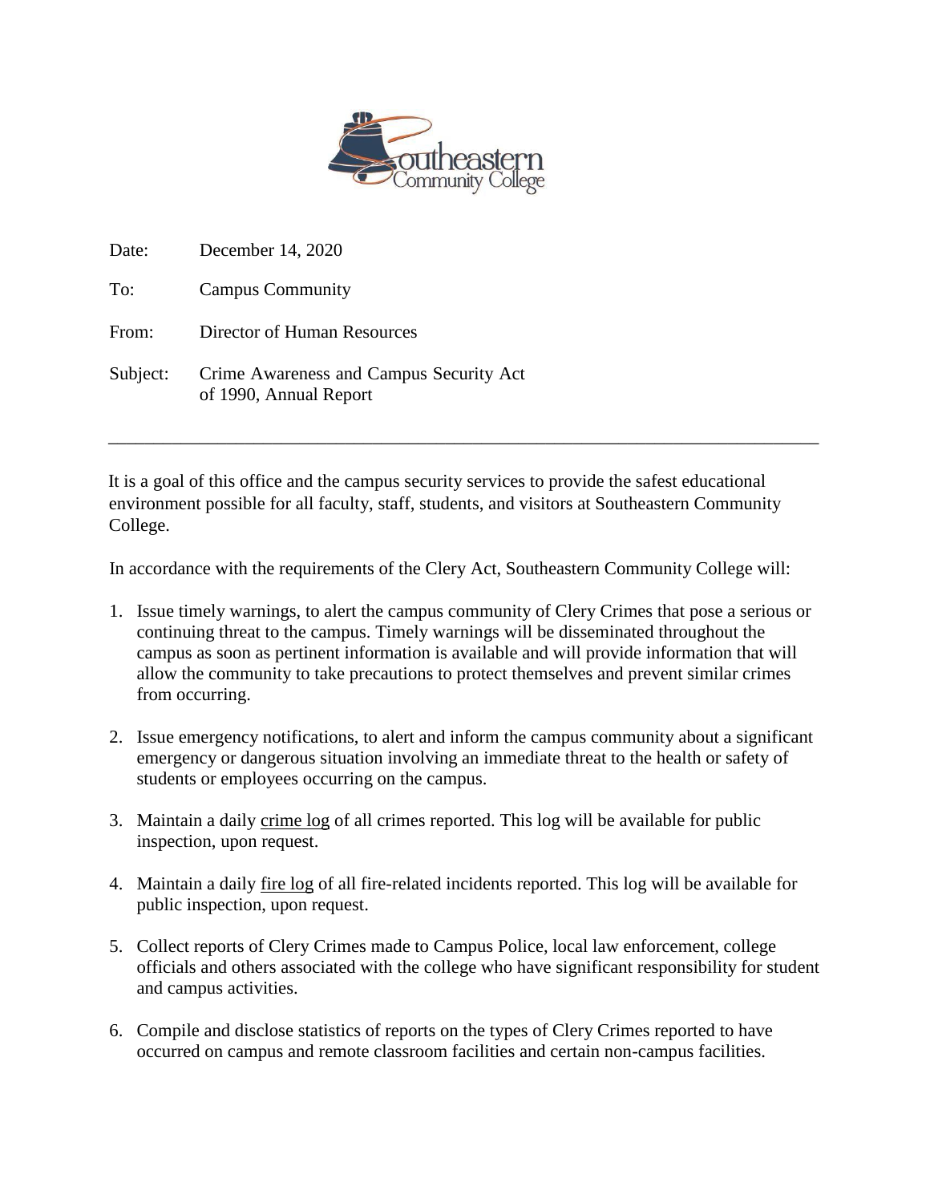Date: December 14, 2020

To: Campus Community

From: Director of Human Resources

Subject: Crime Awareness and Campus Security Act of 1990, Annual Report

---

It is a goal of this office and the campus security services to provide the safest educational environment possible for all faculty, staff, students, and visitors at Southeastern Community College.

In accordance with the requirements of the Clery Act, Southeastern Community College will:

1. Issue timely warnings, to alert the campus community of Clery Crimes that pose a serious or continuing threat to the campus. Timely warnings will be disseminated throughout the campus as soon as pertinent information is available and will provide information that will allow the community to take precautions to protect themselves and prevent similar crimes from occurring.

2. Issue emergency notifications, to alert and inform the campus community about a significant emergency or dangerous situation involving an immediate threat to the health or safety of students or employees occurring on the campus.

3. Maintain a daily crime log of all crimes reported. This log will be available for public inspection, upon request.

4. Maintain a daily fire log of all fire-related incidents reported. This log will be available for public inspection, upon request.

5. Collect reports of Clery Crimes made to Campus Police, local law enforcement, college officials and others associated with the college who have significant responsibility for student and campus activities.

6. Compile and disclose statistics of reports on the types of Clery Crimes reported to have occurred on campus and remote classroom facilities and certain non-campus facilities.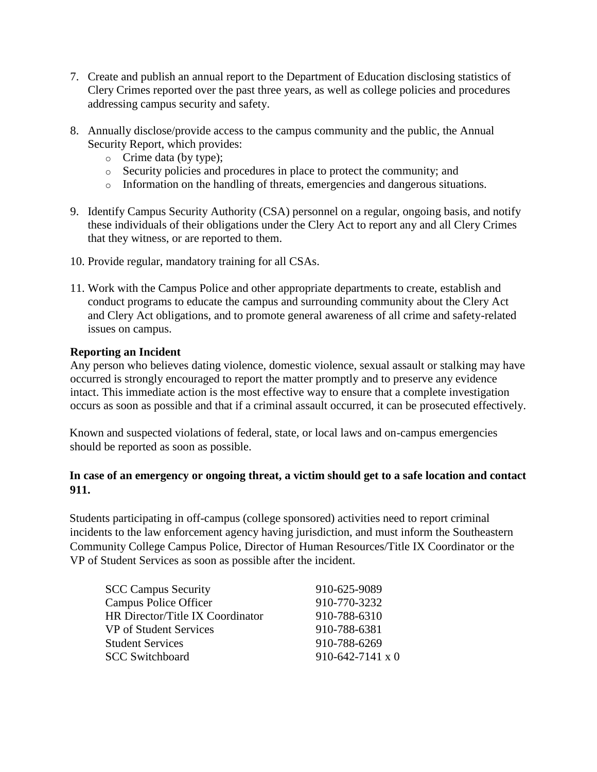7. Create and publish an annual report to the Department of Education disclosing statistics of Clery Crimes reported over the past three years, as well as college policies and procedures addressing campus security and safety.

8. Annually disclose/provide access to the campus community and the public, the Annual Security Report, which provides:
   - Crime data (by type);
   - Security policies and procedures in place to protect the community; and
   - Information on the handling of threats, emergencies and dangerous situations.

9. Identify Campus Security Authority (CSA) personnel on a regular, ongoing basis, and notify these individuals of their obligations under the Clery Act to report any and all Clery Crimes that they witness, or are reported to them.

10. Provide regular, mandatory training for all CSAs.

11. Work with the Campus Police and other appropriate departments to create, establish and conduct programs to educate the campus and surrounding community about the Clery Act and Clery Act obligations, and to promote general awareness of all crime and safety-related issues on campus.

**Reporting an Incident**

Any person who believes dating violence, domestic violence, sexual assault or stalking may have occurred is strongly encouraged to report the matter promptly and to preserve any evidence intact. This immediate action is the most effective way to ensure that a complete investigation occurs as soon as possible and that if a criminal assault occurred, it can be prosecuted effectively.

Known and suspected violations of federal, state, or local laws and on-campus emergencies should be reported as soon as possible.

**In case of an emergency or ongoing threat, a victim should get to a safe location and contact 911.**

Students participating in off-campus (college sponsored) activities need to report criminal incidents to the law enforcement agency having jurisdiction, and must inform the Southeastern Community College Campus Police, Director of Human Resources/Title IX Coordinator or the VP of Student Services as soon as possible after the incident.

| | |
|---|---|
| SCC Campus Security | 910-625-9089 |
| Campus Police Officer | 910-770-3232 |
| HR Director/Title IX Coordinator | 910-788-6310 |
| VP of Student Services | 910-788-6381 |
| Student Services | 910-788-6269 |
| SCC Switchboard | 910-642-7141 x 0 |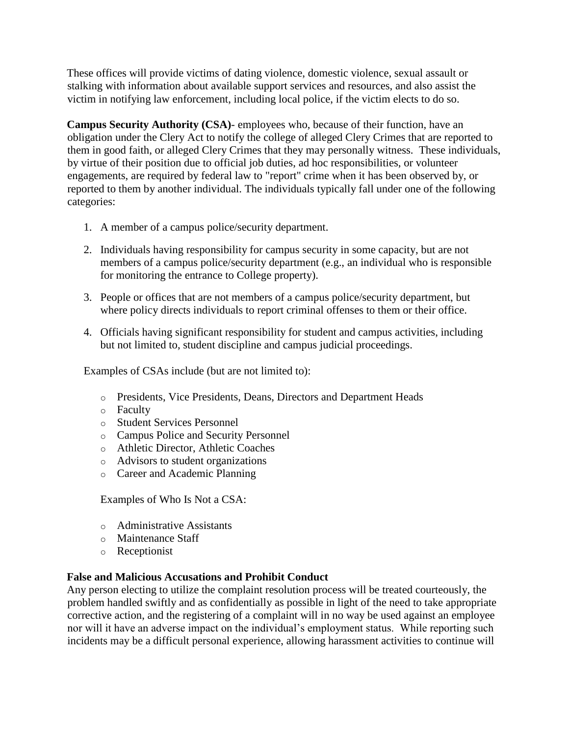These offices will provide victims of dating violence, domestic violence, sexual assault or stalking with information about available support services and resources, and also assist the victim in notifying law enforcement, including local police, if the victim elects to do so.

**Campus Security Authority (CSA)**- employees who, because of their function, have an obligation under the Clery Act to notify the college of alleged Clery Crimes that are reported to them in good faith, or alleged Clery Crimes that they may personally witness. These individuals, by virtue of their position due to official job duties, ad hoc responsibilities, or volunteer engagements, are required by federal law to "report" crime when it has been observed by, or reported to them by another individual. The individuals typically fall under one of the following categories:

1. A member of a campus police/security department.
2. Individuals having responsibility for campus security in some capacity, but are not members of a campus police/security department (e.g., an individual who is responsible for monitoring the entrance to College property).
3. People or offices that are not members of a campus police/security department, but where policy directs individuals to report criminal offenses to them or their office.
4. Officials having significant responsibility for student and campus activities, including but not limited to, student discipline and campus judicial proceedings.

Examples of CSAs include (but are not limited to):

- Presidents, Vice Presidents, Deans, Directors and Department Heads
- Faculty
- Student Services Personnel
- Campus Police and Security Personnel
- Athletic Director, Athletic Coaches
- Advisors to student organizations
- Career and Academic Planning

Examples of Who Is Not a CSA:

- Administrative Assistants
- Maintenance Staff
- Receptionist

**False and Malicious Accusations and Prohibit Conduct**

Any person electing to utilize the complaint resolution process will be treated courteously, the problem handled swiftly and as confidentially as possible in light of the need to take appropriate corrective action, and the registering of a complaint will in no way be used against an employee nor will it have an adverse impact on the individual's employment status. While reporting such incidents may be a difficult personal experience, allowing harassment activities to continue will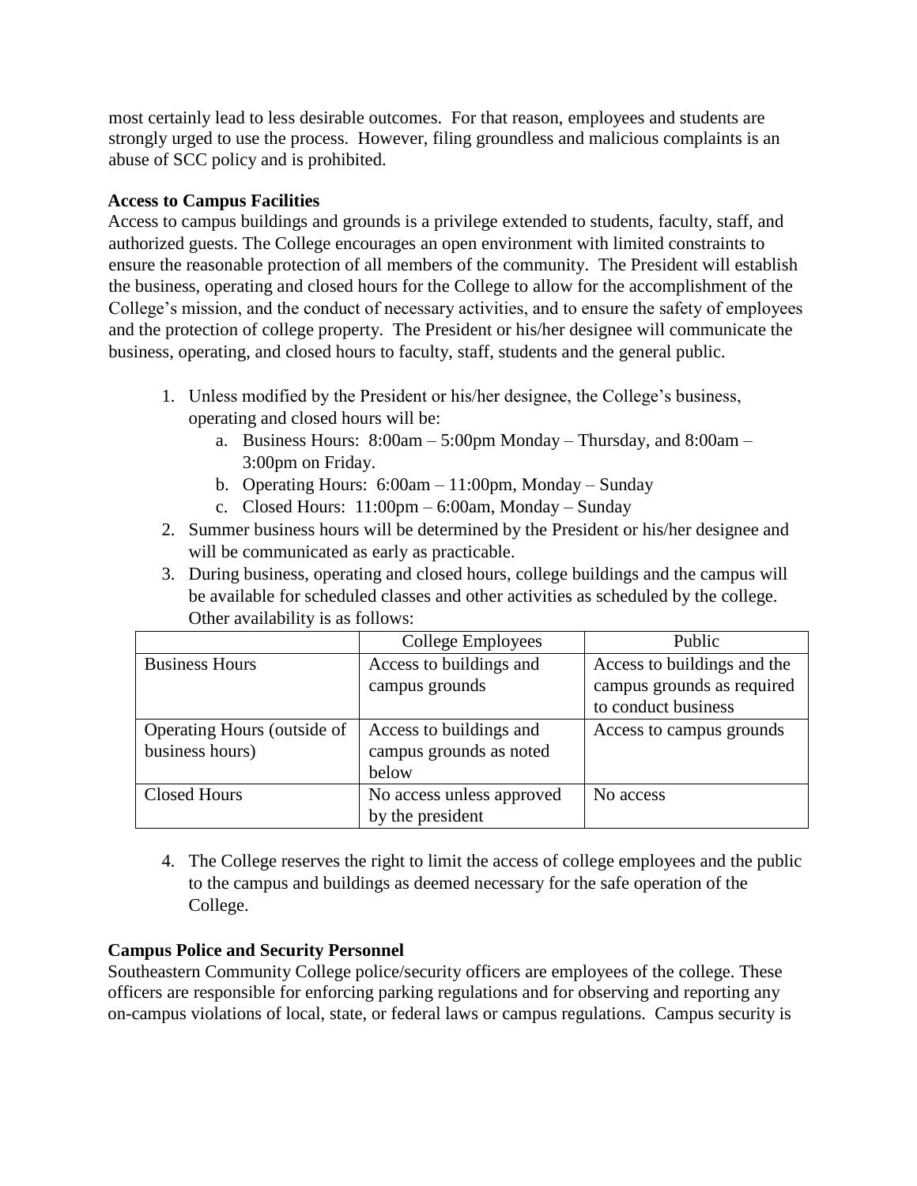most certainly lead to less desirable outcomes. For that reason, employees and students are strongly urged to use the process. However, filing groundless and malicious complaints is an abuse of SCC policy and is prohibited.

**Access to Campus Facilities**

Access to campus buildings and grounds is a privilege extended to students, faculty, staff, and authorized guests. The College encourages an open environment with limited constraints to ensure the reasonable protection of all members of the community. The President will establish the business, operating and closed hours for the College to allow for the accomplishment of the College's mission, and the conduct of necessary activities, and to ensure the safety of employees and the protection of college property. The President or his/her designee will communicate the business, operating, and closed hours to faculty, staff, students and the general public.

1. Unless modified by the President or his/her designee, the College's business, operating and closed hours will be:
   a. Business Hours: 8:00am – 5:00pm Monday – Thursday, and 8:00am – 3:00pm on Friday.
   b. Operating Hours: 6:00am – 11:00pm, Monday – Sunday
   c. Closed Hours: 11:00pm – 6:00am, Monday – Sunday
2. Summer business hours will be determined by the President or his/her designee and will be communicated as early as practicable.
3. During business, operating and closed hours, college buildings and the campus will be available for scheduled classes and other activities as scheduled by the college. Other availability is as follows:

| | College Employees | Public |
|---|---|---|
| Business Hours | Access to buildings and campus grounds | Access to buildings and the campus grounds as required to conduct business |
| Operating Hours (outside of business hours) | Access to buildings and campus grounds as noted below | Access to campus grounds |
| Closed Hours | No access unless approved by the president | No access |

4. The College reserves the right to limit the access of college employees and the public to the campus and buildings as deemed necessary for the safe operation of the College.

**Campus Police and Security Personnel**

Southeastern Community College police/security officers are employees of the college. These officers are responsible for enforcing parking regulations and for observing and reporting any on-campus violations of local, state, or federal laws or campus regulations. Campus security is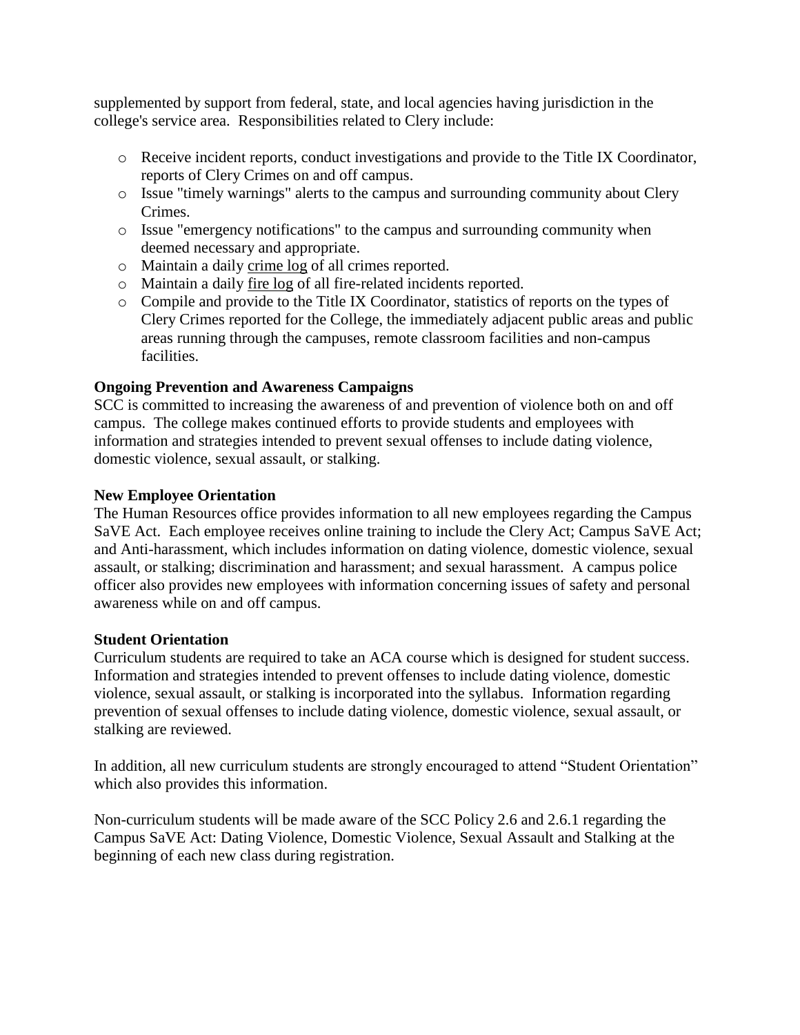supplemented by support from federal, state, and local agencies having jurisdiction in the college's service area. Responsibilities related to Clery include:

- Receive incident reports, conduct investigations and provide to the Title IX Coordinator, reports of Clery Crimes on and off campus.
- Issue "timely warnings" alerts to the campus and surrounding community about Clery Crimes.
- Issue "emergency notifications" to the campus and surrounding community when deemed necessary and appropriate.
- Maintain a daily crime log of all crimes reported.
- Maintain a daily fire log of all fire-related incidents reported.
- Compile and provide to the Title IX Coordinator, statistics of reports on the types of Clery Crimes reported for the College, the immediately adjacent public areas and public areas running through the campuses, remote classroom facilities and non-campus facilities.

**Ongoing Prevention and Awareness Campaigns**

SCC is committed to increasing the awareness of and prevention of violence both on and off campus. The college makes continued efforts to provide students and employees with information and strategies intended to prevent sexual offenses to include dating violence, domestic violence, sexual assault, or stalking.

**New Employee Orientation**

The Human Resources office provides information to all new employees regarding the Campus SaVE Act. Each employee receives online training to include the Clery Act; Campus SaVE Act; and Anti-harassment, which includes information on dating violence, domestic violence, sexual assault, or stalking; discrimination and harassment; and sexual harassment. A campus police officer also provides new employees with information concerning issues of safety and personal awareness while on and off campus.

**Student Orientation**

Curriculum students are required to take an ACA course which is designed for student success. Information and strategies intended to prevent offenses to include dating violence, domestic violence, sexual assault, or stalking is incorporated into the syllabus. Information regarding prevention of sexual offenses to include dating violence, domestic violence, sexual assault, or stalking are reviewed.

In addition, all new curriculum students are strongly encouraged to attend "Student Orientation" which also provides this information.

Non-curriculum students will be made aware of the SCC Policy 2.6 and 2.6.1 regarding the Campus SaVE Act: Dating Violence, Domestic Violence, Sexual Assault and Stalking at the beginning of each new class during registration.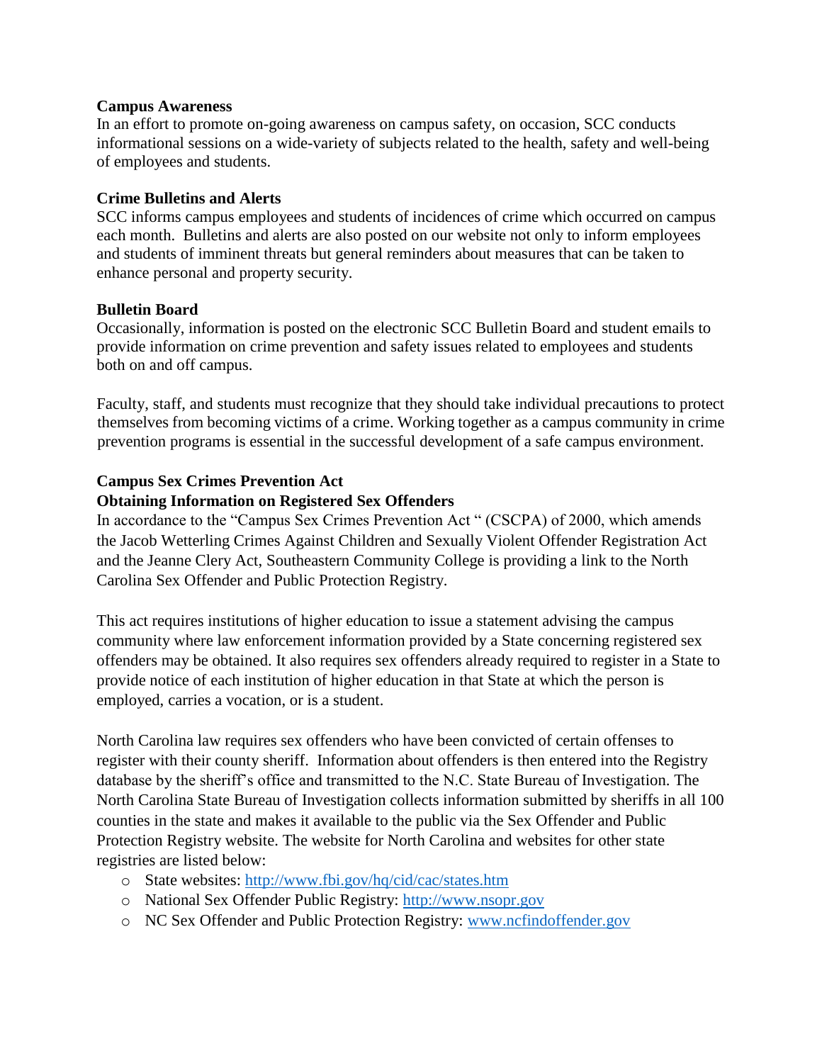**Campus Awareness**

In an effort to promote on-going awareness on campus safety, on occasion, SCC conducts informational sessions on a wide-variety of subjects related to the health, safety and well-being of employees and students.

**Crime Bulletins and Alerts**

SCC informs campus employees and students of incidences of crime which occurred on campus each month. Bulletins and alerts are also posted on our website not only to inform employees and students of imminent threats but general reminders about measures that can be taken to enhance personal and property security.

**Bulletin Board**

Occasionally, information is posted on the electronic SCC Bulletin Board and student emails to provide information on crime prevention and safety issues related to employees and students both on and off campus.

Faculty, staff, and students must recognize that they should take individual precautions to protect themselves from becoming victims of a crime. Working together as a campus community in crime prevention programs is essential in the successful development of a safe campus environment.

**Campus Sex Crimes Prevention Act**
**Obtaining Information on Registered Sex Offenders**

In accordance to the "Campus Sex Crimes Prevention Act " (CSCPA) of 2000, which amends the Jacob Wetterling Crimes Against Children and Sexually Violent Offender Registration Act and the Jeanne Clery Act, Southeastern Community College is providing a link to the North Carolina Sex Offender and Public Protection Registry.

This act requires institutions of higher education to issue a statement advising the campus community where law enforcement information provided by a State concerning registered sex offenders may be obtained. It also requires sex offenders already required to register in a State to provide notice of each institution of higher education in that State at which the person is employed, carries a vocation, or is a student.

North Carolina law requires sex offenders who have been convicted of certain offenses to register with their county sheriff. Information about offenders is then entered into the Registry database by the sheriff's office and transmitted to the N.C. State Bureau of Investigation. The North Carolina State Bureau of Investigation collects information submitted by sheriffs in all 100 counties in the state and makes it available to the public via the Sex Offender and Public Protection Registry website. The website for North Carolina and websites for other state registries are listed below:

- State websites: http://www.fbi.gov/hq/cid/cac/states.htm
- National Sex Offender Public Registry: http://www.nsopr.gov
- NC Sex Offender and Public Protection Registry: www.ncfindoffender.gov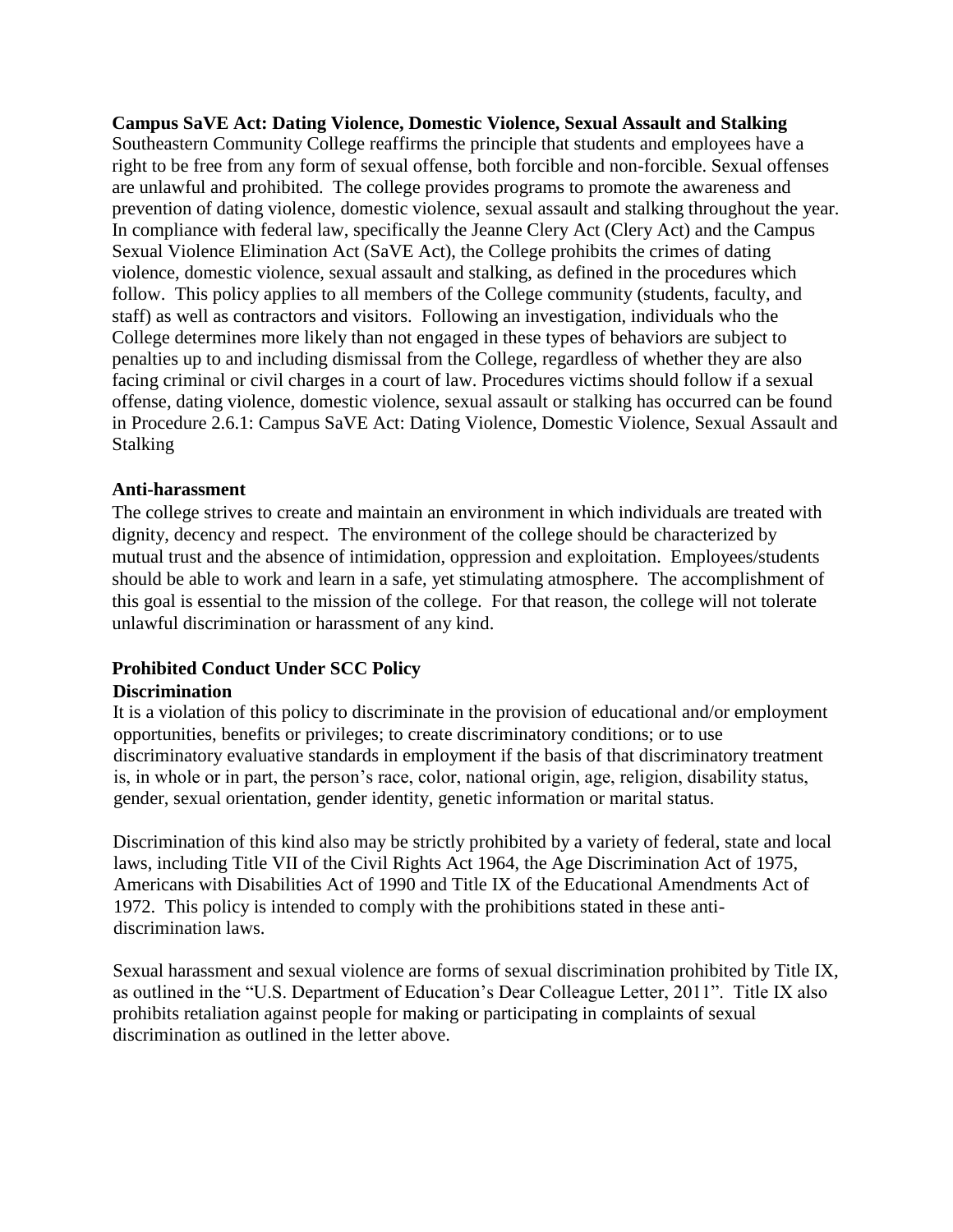**Campus SaVE Act: Dating Violence, Domestic Violence, Sexual Assault and Stalking**

Southeastern Community College reaffirms the principle that students and employees have a right to be free from any form of sexual offense, both forcible and non-forcible. Sexual offenses are unlawful and prohibited. The college provides programs to promote the awareness and prevention of dating violence, domestic violence, sexual assault and stalking throughout the year. In compliance with federal law, specifically the Jeanne Clery Act (Clery Act) and the Campus Sexual Violence Elimination Act (SaVE Act), the College prohibits the crimes of dating violence, domestic violence, sexual assault and stalking, as defined in the procedures which follow. This policy applies to all members of the College community (students, faculty, and staff) as well as contractors and visitors. Following an investigation, individuals who the College determines more likely than not engaged in these types of behaviors are subject to penalties up to and including dismissal from the College, regardless of whether they are also facing criminal or civil charges in a court of law. Procedures victims should follow if a sexual offense, dating violence, domestic violence, sexual assault or stalking has occurred can be found in Procedure 2.6.1: Campus SaVE Act: Dating Violence, Domestic Violence, Sexual Assault and Stalking

**Anti-harassment**

The college strives to create and maintain an environment in which individuals are treated with dignity, decency and respect. The environment of the college should be characterized by mutual trust and the absence of intimidation, oppression and exploitation. Employees/students should be able to work and learn in a safe, yet stimulating atmosphere. The accomplishment of this goal is essential to the mission of the college. For that reason, the college will not tolerate unlawful discrimination or harassment of any kind.

**Prohibited Conduct Under SCC Policy**

**Discrimination**

It is a violation of this policy to discriminate in the provision of educational and/or employment opportunities, benefits or privileges; to create discriminatory conditions; or to use discriminatory evaluative standards in employment if the basis of that discriminatory treatment is, in whole or in part, the person's race, color, national origin, age, religion, disability status, gender, sexual orientation, gender identity, genetic information or marital status.

Discrimination of this kind also may be strictly prohibited by a variety of federal, state and local laws, including Title VII of the Civil Rights Act 1964, the Age Discrimination Act of 1975, Americans with Disabilities Act of 1990 and Title IX of the Educational Amendments Act of 1972. This policy is intended to comply with the prohibitions stated in these anti-discrimination laws.

Sexual harassment and sexual violence are forms of sexual discrimination prohibited by Title IX, as outlined in the "U.S. Department of Education's Dear Colleague Letter, 2011". Title IX also prohibits retaliation against people for making or participating in complaints of sexual discrimination as outlined in the letter above.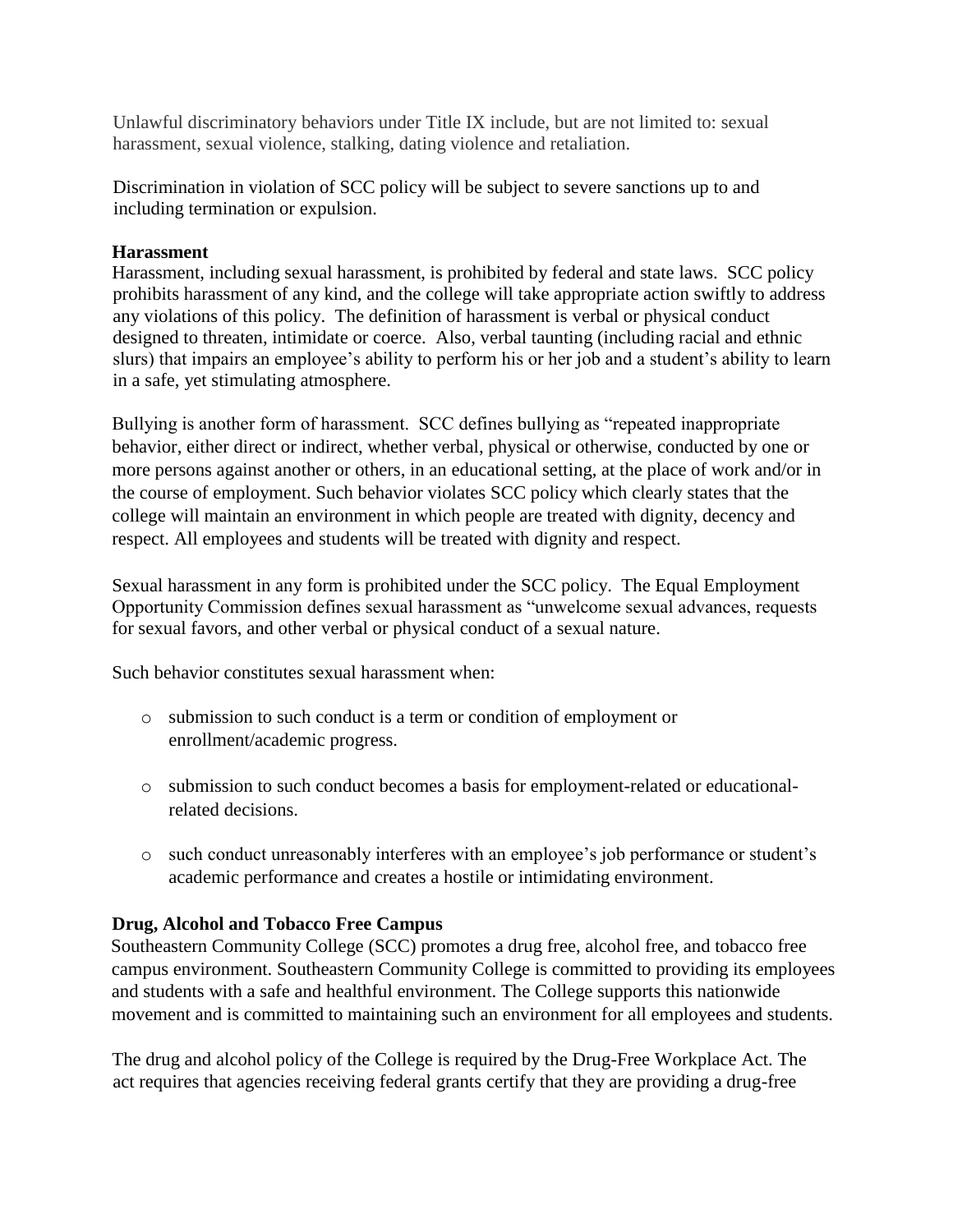Unlawful discriminatory behaviors under Title IX include, but are not limited to: sexual harassment, sexual violence, stalking, dating violence and retaliation.

Discrimination in violation of SCC policy will be subject to severe sanctions up to and including termination or expulsion.

**Harassment**

Harassment, including sexual harassment, is prohibited by federal and state laws. SCC policy prohibits harassment of any kind, and the college will take appropriate action swiftly to address any violations of this policy. The definition of harassment is verbal or physical conduct designed to threaten, intimidate or coerce. Also, verbal taunting (including racial and ethnic slurs) that impairs an employee's ability to perform his or her job and a student's ability to learn in a safe, yet stimulating atmosphere.

Bullying is another form of harassment. SCC defines bullying as "repeated inappropriate behavior, either direct or indirect, whether verbal, physical or otherwise, conducted by one or more persons against another or others, in an educational setting, at the place of work and/or in the course of employment. Such behavior violates SCC policy which clearly states that the college will maintain an environment in which people are treated with dignity, decency and respect. All employees and students will be treated with dignity and respect.

Sexual harassment in any form is prohibited under the SCC policy. The Equal Employment Opportunity Commission defines sexual harassment as "unwelcome sexual advances, requests for sexual favors, and other verbal or physical conduct of a sexual nature.

Such behavior constitutes sexual harassment when:

- submission to such conduct is a term or condition of employment or enrollment/academic progress.
- submission to such conduct becomes a basis for employment-related or educational-related decisions.
- such conduct unreasonably interferes with an employee's job performance or student's academic performance and creates a hostile or intimidating environment.

**Drug, Alcohol and Tobacco Free Campus**

Southeastern Community College (SCC) promotes a drug free, alcohol free, and tobacco free campus environment. Southeastern Community College is committed to providing its employees and students with a safe and healthful environment. The College supports this nationwide movement and is committed to maintaining such an environment for all employees and students.

The drug and alcohol policy of the College is required by the Drug-Free Workplace Act. The act requires that agencies receiving federal grants certify that they are providing a drug-free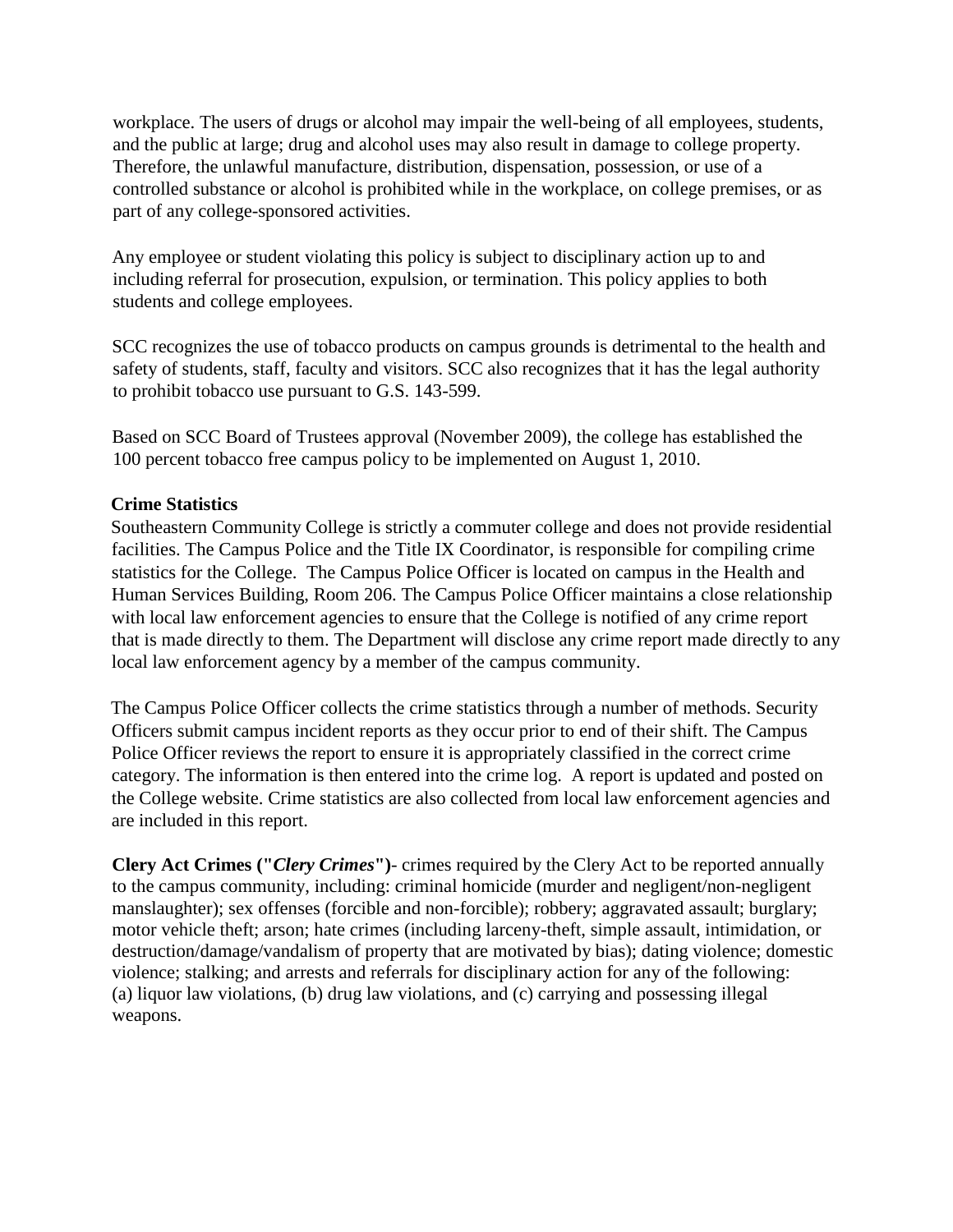workplace. The users of drugs or alcohol may impair the well-being of all employees, students, and the public at large; drug and alcohol uses may also result in damage to college property. Therefore, the unlawful manufacture, distribution, dispensation, possession, or use of a controlled substance or alcohol is prohibited while in the workplace, on college premises, or as part of any college-sponsored activities.

Any employee or student violating this policy is subject to disciplinary action up to and including referral for prosecution, expulsion, or termination. This policy applies to both students and college employees.

SCC recognizes the use of tobacco products on campus grounds is detrimental to the health and safety of students, staff, faculty and visitors. SCC also recognizes that it has the legal authority to prohibit tobacco use pursuant to G.S. 143-599.

Based on SCC Board of Trustees approval (November 2009), the college has established the 100 percent tobacco free campus policy to be implemented on August 1, 2010.

**Crime Statistics**

Southeastern Community College is strictly a commuter college and does not provide residential facilities. The Campus Police and the Title IX Coordinator, is responsible for compiling crime statistics for the College. The Campus Police Officer is located on campus in the Health and Human Services Building, Room 206. The Campus Police Officer maintains a close relationship with local law enforcement agencies to ensure that the College is notified of any crime report that is made directly to them. The Department will disclose any crime report made directly to any local law enforcement agency by a member of the campus community.

The Campus Police Officer collects the crime statistics through a number of methods. Security Officers submit campus incident reports as they occur prior to end of their shift. The Campus Police Officer reviews the report to ensure it is appropriately classified in the correct crime category. The information is then entered into the crime log. A report is updated and posted on the College website. Crime statistics are also collected from local law enforcement agencies and are included in this report.

**Clery Act Crimes ("*Clery Crimes*")**- crimes required by the Clery Act to be reported annually to the campus community, including: criminal homicide (murder and negligent/non-negligent manslaughter); sex offenses (forcible and non-forcible); robbery; aggravated assault; burglary; motor vehicle theft; arson; hate crimes (including larceny-theft, simple assault, intimidation, or destruction/damage/vandalism of property that are motivated by bias); dating violence; domestic violence; stalking; and arrests and referrals for disciplinary action for any of the following: (a) liquor law violations, (b) drug law violations, and (c) carrying and possessing illegal weapons.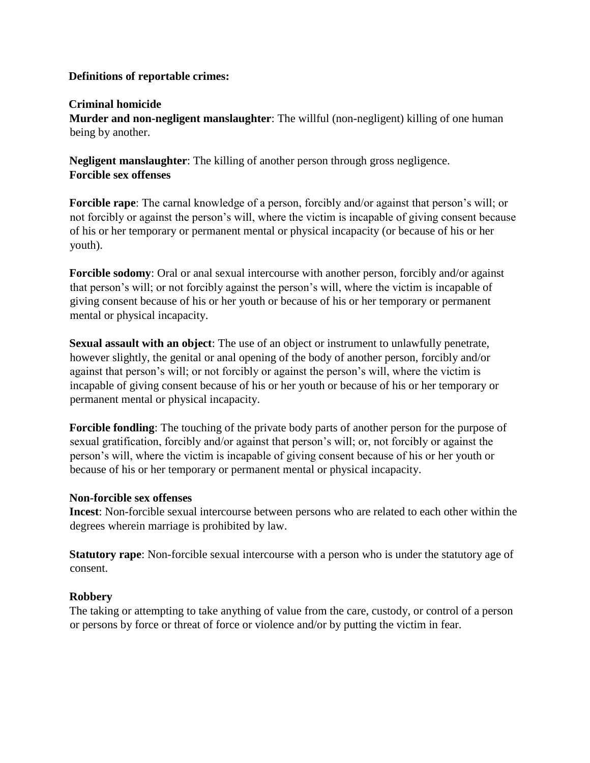**Definitions of reportable crimes:**

**Criminal homicide**

**Murder and non-negligent manslaughter**: The willful (non-negligent) killing of one human being by another.

**Negligent manslaughter**: The killing of another person through gross negligence.

**Forcible sex offenses**

**Forcible rape**: The carnal knowledge of a person, forcibly and/or against that person's will; or not forcibly or against the person's will, where the victim is incapable of giving consent because of his or her temporary or permanent mental or physical incapacity (or because of his or her youth).

**Forcible sodomy**: Oral or anal sexual intercourse with another person, forcibly and/or against that person's will; or not forcibly against the person's will, where the victim is incapable of giving consent because of his or her youth or because of his or her temporary or permanent mental or physical incapacity.

**Sexual assault with an object**: The use of an object or instrument to unlawfully penetrate, however slightly, the genital or anal opening of the body of another person, forcibly and/or against that person's will; or not forcibly or against the person's will, where the victim is incapable of giving consent because of his or her youth or because of his or her temporary or permanent mental or physical incapacity.

**Forcible fondling**: The touching of the private body parts of another person for the purpose of sexual gratification, forcibly and/or against that person's will; or, not forcibly or against the person's will, where the victim is incapable of giving consent because of his or her youth or because of his or her temporary or permanent mental or physical incapacity.

**Non-forcible sex offenses**

**Incest**: Non-forcible sexual intercourse between persons who are related to each other within the degrees wherein marriage is prohibited by law.

**Statutory rape**: Non-forcible sexual intercourse with a person who is under the statutory age of consent.

**Robbery**

The taking or attempting to take anything of value from the care, custody, or control of a person or persons by force or threat of force or violence and/or by putting the victim in fear.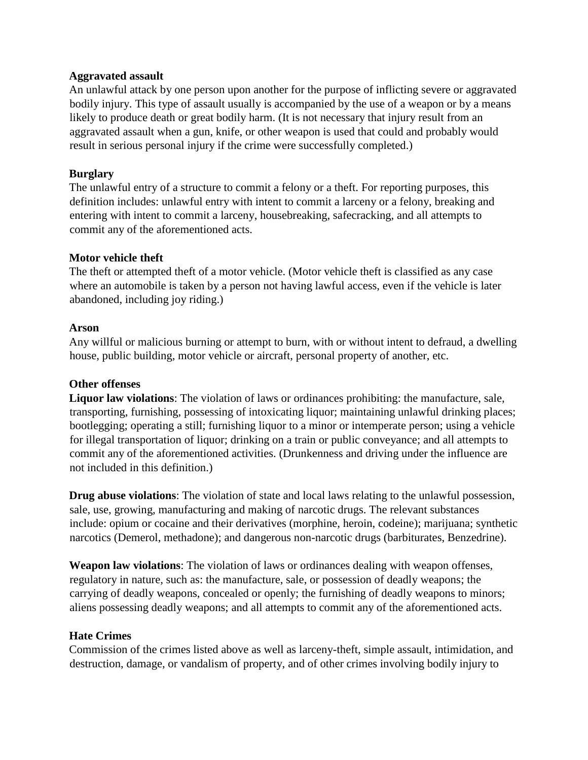**Aggravated assault**

An unlawful attack by one person upon another for the purpose of inflicting severe or aggravated bodily injury. This type of assault usually is accompanied by the use of a weapon or by a means likely to produce death or great bodily harm. (It is not necessary that injury result from an aggravated assault when a gun, knife, or other weapon is used that could and probably would result in serious personal injury if the crime were successfully completed.)

**Burglary**

The unlawful entry of a structure to commit a felony or a theft. For reporting purposes, this definition includes: unlawful entry with intent to commit a larceny or a felony, breaking and entering with intent to commit a larceny, housebreaking, safecracking, and all attempts to commit any of the aforementioned acts.

**Motor vehicle theft**

The theft or attempted theft of a motor vehicle. (Motor vehicle theft is classified as any case where an automobile is taken by a person not having lawful access, even if the vehicle is later abandoned, including joy riding.)

**Arson**

Any willful or malicious burning or attempt to burn, with or without intent to defraud, a dwelling house, public building, motor vehicle or aircraft, personal property of another, etc.

**Other offenses**

**Liquor law violations**: The violation of laws or ordinances prohibiting: the manufacture, sale, transporting, furnishing, possessing of intoxicating liquor; maintaining unlawful drinking places; bootlegging; operating a still; furnishing liquor to a minor or intemperate person; using a vehicle for illegal transportation of liquor; drinking on a train or public conveyance; and all attempts to commit any of the aforementioned activities. (Drunkenness and driving under the influence are not included in this definition.)

**Drug abuse violations**: The violation of state and local laws relating to the unlawful possession, sale, use, growing, manufacturing and making of narcotic drugs. The relevant substances include: opium or cocaine and their derivatives (morphine, heroin, codeine); marijuana; synthetic narcotics (Demerol, methadone); and dangerous non-narcotic drugs (barbiturates, Benzedrine).

**Weapon law violations**: The violation of laws or ordinances dealing with weapon offenses, regulatory in nature, such as: the manufacture, sale, or possession of deadly weapons; the carrying of deadly weapons, concealed or openly; the furnishing of deadly weapons to minors; aliens possessing deadly weapons; and all attempts to commit any of the aforementioned acts.

**Hate Crimes**

Commission of the crimes listed above as well as larceny-theft, simple assault, intimidation, and destruction, damage, or vandalism of property, and of other crimes involving bodily injury to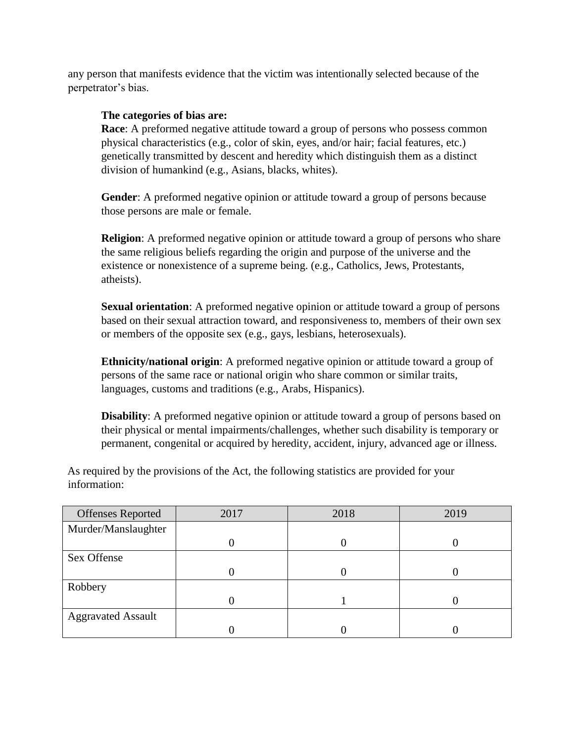any person that manifests evidence that the victim was intentionally selected because of the perpetrator's bias.

**The categories of bias are:**

**Race**: A preformed negative attitude toward a group of persons who possess common physical characteristics (e.g., color of skin, eyes, and/or hair; facial features, etc.) genetically transmitted by descent and heredity which distinguish them as a distinct division of humankind (e.g., Asians, blacks, whites).

**Gender**: A preformed negative opinion or attitude toward a group of persons because those persons are male or female.

**Religion**: A preformed negative opinion or attitude toward a group of persons who share the same religious beliefs regarding the origin and purpose of the universe and the existence or nonexistence of a supreme being. (e.g., Catholics, Jews, Protestants, atheists).

**Sexual orientation**: A preformed negative opinion or attitude toward a group of persons based on their sexual attraction toward, and responsiveness to, members of their own sex or members of the opposite sex (e.g., gays, lesbians, heterosexuals).

**Ethnicity/national origin**: A preformed negative opinion or attitude toward a group of persons of the same race or national origin who share common or similar traits, languages, customs and traditions (e.g., Arabs, Hispanics).

**Disability**: A preformed negative opinion or attitude toward a group of persons based on their physical or mental impairments/challenges, whether such disability is temporary or permanent, congenital or acquired by heredity, accident, injury, advanced age or illness.

As required by the provisions of the Act, the following statistics are provided for your information:

| Offenses Reported | 2017 | 2018 | 2019 |
|---|---|---|---|
| Murder/Manslaughter | 0 | 0 | 0 |
| Sex Offense | 0 | 0 | 0 |
| Robbery | 0 | 1 | 0 |
| Aggravated Assault | 0 | 0 | 0 |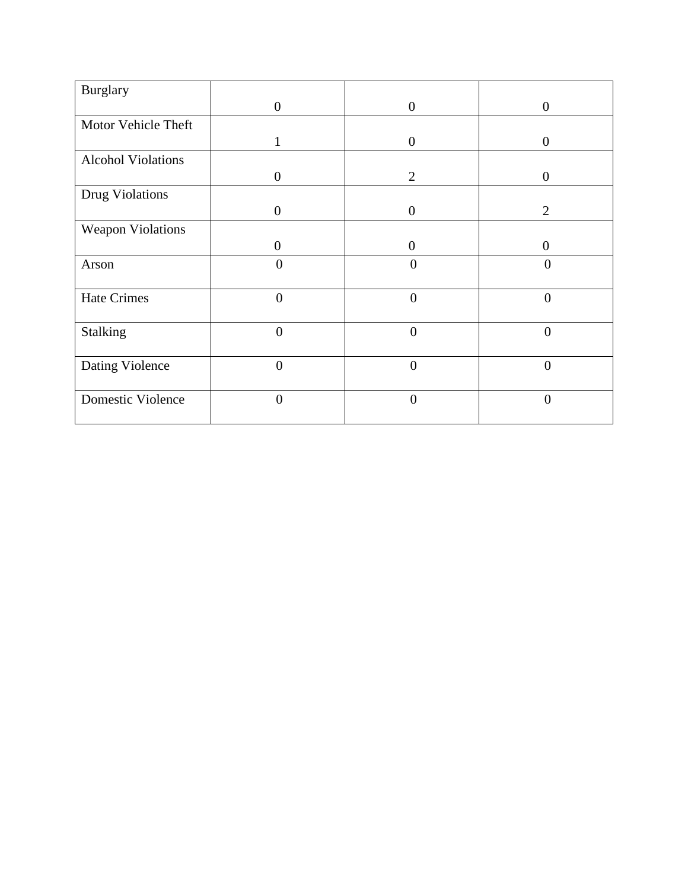| | | | |
|---|---|---|---|
| Burglary | 0 | 0 | 0 |
| Motor Vehicle Theft | 1 | 0 | 0 |
| Alcohol Violations | 0 | 2 | 0 |
| Drug Violations | 0 | 0 | 2 |
| Weapon Violations | 0 | 0 | 0 |
| Arson | 0 | 0 | 0 |
| Hate Crimes | 0 | 0 | 0 |
| Stalking | 0 | 0 | 0 |
| Dating Violence | 0 | 0 | 0 |
| Domestic Violence | 0 | 0 | 0 |